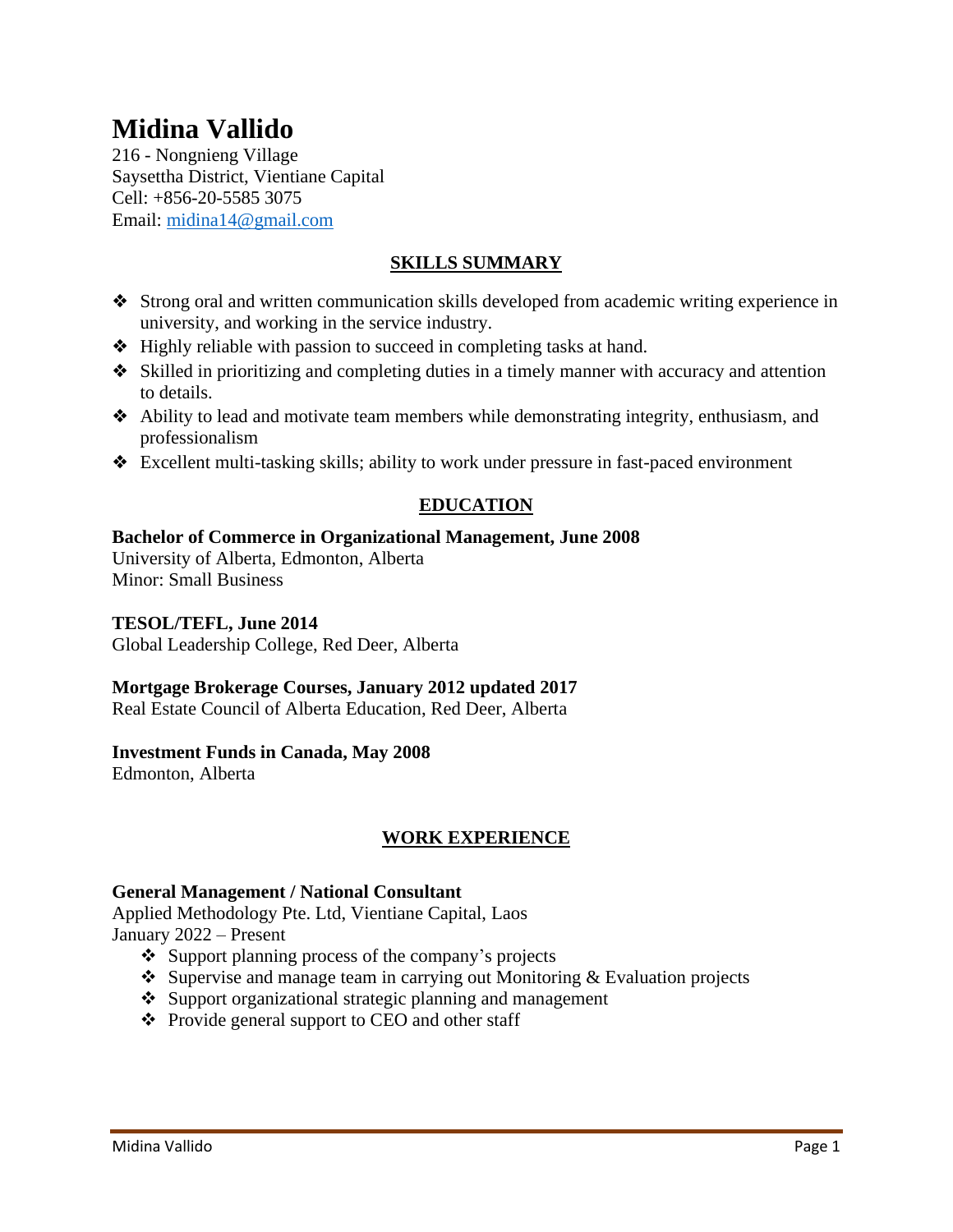# Midina Vallido

216 - Nongnieng Village
Saysettha District, Vientiane Capital
Cell: +856-20-5585 3075
Email: midina14@gmail.com

## SKILLS SUMMARY

- Strong oral and written communication skills developed from academic writing experience in university, and working in the service industry.
- Highly reliable with passion to succeed in completing tasks at hand.
- Skilled in prioritizing and completing duties in a timely manner with accuracy and attention to details.
- Ability to lead and motivate team members while demonstrating integrity, enthusiasm, and professionalism
- Excellent multi-tasking skills; ability to work under pressure in fast-paced environment

## EDUCATION

**Bachelor of Commerce in Organizational Management, June 2008**
University of Alberta, Edmonton, Alberta
Minor: Small Business

**TESOL/TEFL, June 2014**
Global Leadership College, Red Deer, Alberta

**Mortgage Brokerage Courses, January 2012 updated 2017**
Real Estate Council of Alberta Education, Red Deer, Alberta

**Investment Funds in Canada, May 2008**
Edmonton, Alberta

## WORK EXPERIENCE

**General Management / National Consultant**
Applied Methodology Pte. Ltd, Vientiane Capital, Laos
January 2022 – Present

- Support planning process of the company's projects
- Supervise and manage team in carrying out Monitoring & Evaluation projects
- Support organizational strategic planning and management
- Provide general support to CEO and other staff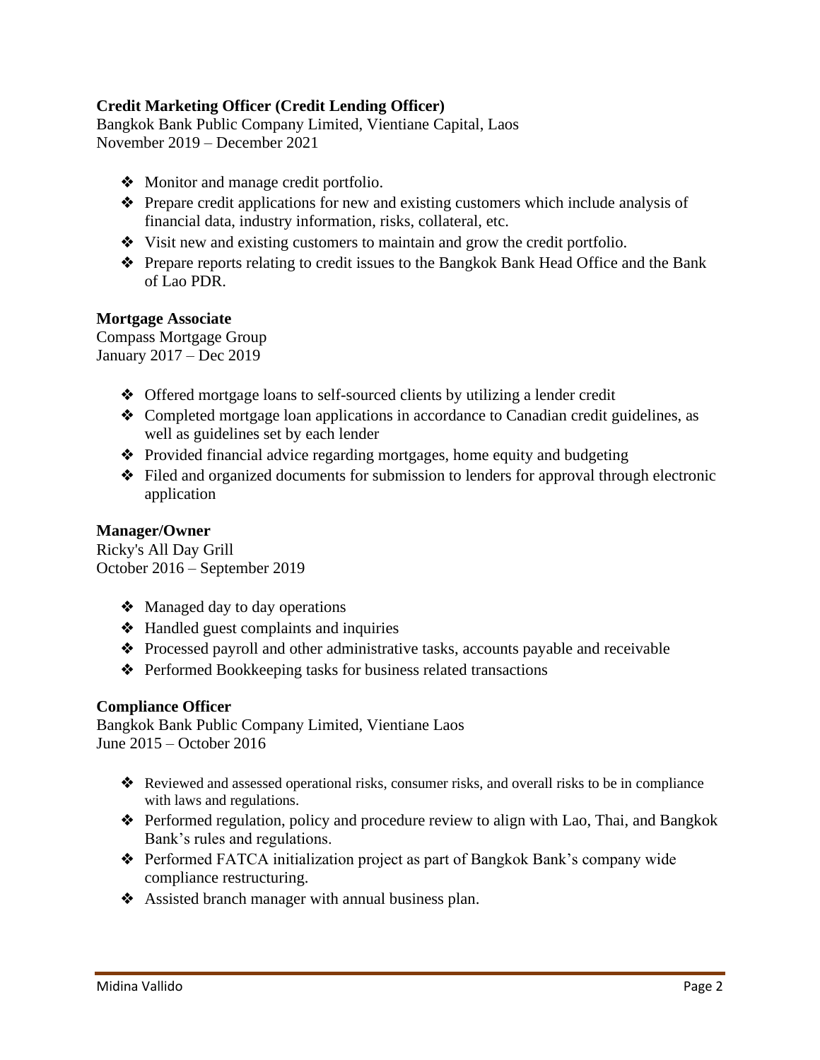**Credit Marketing Officer (Credit Lending Officer)**
Bangkok Bank Public Company Limited, Vientiane Capital, Laos
November 2019 – December 2021

- Monitor and manage credit portfolio.
- Prepare credit applications for new and existing customers which include analysis of financial data, industry information, risks, collateral, etc.
- Visit new and existing customers to maintain and grow the credit portfolio.
- Prepare reports relating to credit issues to the Bangkok Bank Head Office and the Bank of Lao PDR.

**Mortgage Associate**
Compass Mortgage Group
January 2017 – Dec 2019

- Offered mortgage loans to self-sourced clients by utilizing a lender credit
- Completed mortgage loan applications in accordance to Canadian credit guidelines, as well as guidelines set by each lender
- Provided financial advice regarding mortgages, home equity and budgeting
- Filed and organized documents for submission to lenders for approval through electronic application

**Manager/Owner**
Ricky's All Day Grill
October 2016 – September 2019

- Managed day to day operations
- Handled guest complaints and inquiries
- Processed payroll and other administrative tasks, accounts payable and receivable
- Performed Bookkeeping tasks for business related transactions

**Compliance Officer**
Bangkok Bank Public Company Limited, Vientiane Laos
June 2015 – October 2016

- Reviewed and assessed operational risks, consumer risks, and overall risks to be in compliance with laws and regulations.
- Performed regulation, policy and procedure review to align with Lao, Thai, and Bangkok Bank's rules and regulations.
- Performed FATCA initialization project as part of Bangkok Bank's company wide compliance restructuring.
- Assisted branch manager with annual business plan.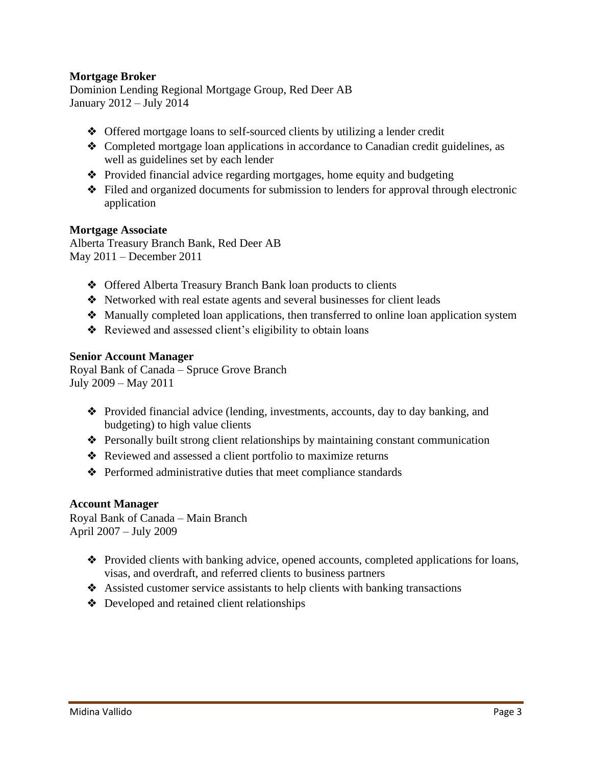**Mortgage Broker**
Dominion Lending Regional Mortgage Group, Red Deer AB
January 2012 – July 2014

- Offered mortgage loans to self-sourced clients by utilizing a lender credit
- Completed mortgage loan applications in accordance to Canadian credit guidelines, as well as guidelines set by each lender
- Provided financial advice regarding mortgages, home equity and budgeting
- Filed and organized documents for submission to lenders for approval through electronic application

**Mortgage Associate**
Alberta Treasury Branch Bank, Red Deer AB
May 2011 – December 2011

- Offered Alberta Treasury Branch Bank loan products to clients
- Networked with real estate agents and several businesses for client leads
- Manually completed loan applications, then transferred to online loan application system
- Reviewed and assessed client's eligibility to obtain loans

**Senior Account Manager**
Royal Bank of Canada – Spruce Grove Branch
July 2009 – May 2011

- Provided financial advice (lending, investments, accounts, day to day banking, and budgeting) to high value clients
- Personally built strong client relationships by maintaining constant communication
- Reviewed and assessed a client portfolio to maximize returns
- Performed administrative duties that meet compliance standards

**Account Manager**
Royal Bank of Canada – Main Branch
April 2007 – July 2009

- Provided clients with banking advice, opened accounts, completed applications for loans, visas, and overdraft, and referred clients to business partners
- Assisted customer service assistants to help clients with banking transactions
- Developed and retained client relationships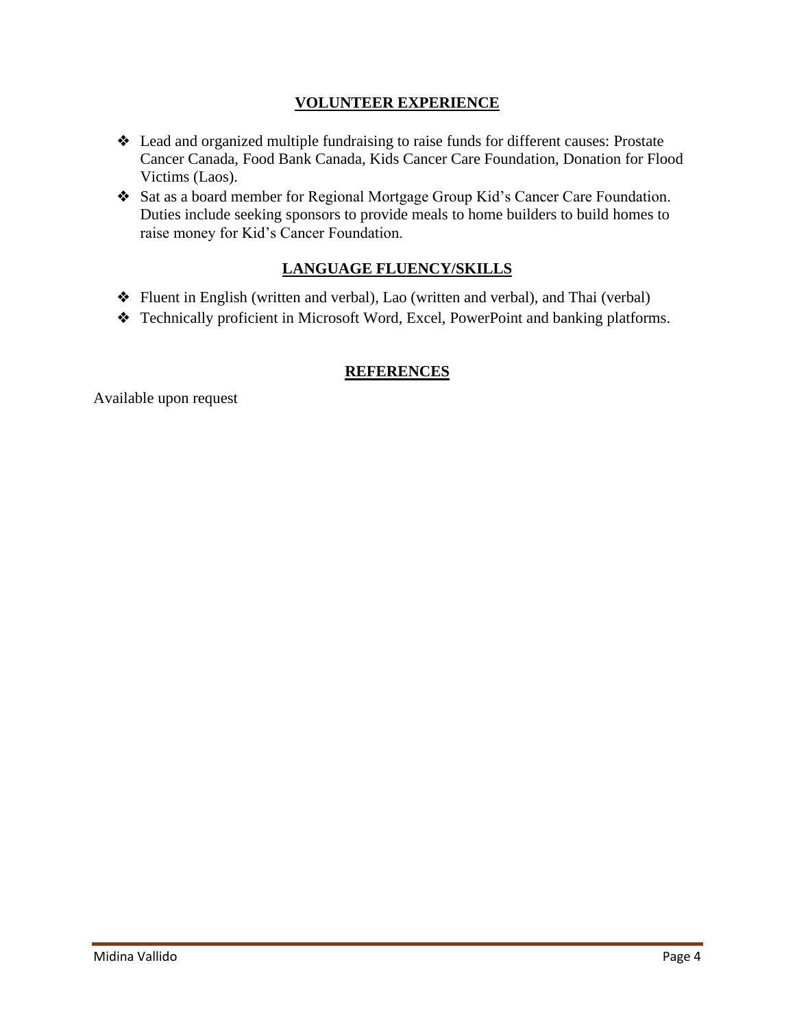## VOLUNTEER EXPERIENCE

- Lead and organized multiple fundraising to raise funds for different causes: Prostate Cancer Canada, Food Bank Canada, Kids Cancer Care Foundation, Donation for Flood Victims (Laos).
- Sat as a board member for Regional Mortgage Group Kid's Cancer Care Foundation. Duties include seeking sponsors to provide meals to home builders to build homes to raise money for Kid's Cancer Foundation.

## LANGUAGE FLUENCY/SKILLS

- Fluent in English (written and verbal), Lao (written and verbal), and Thai (verbal)
- Technically proficient in Microsoft Word, Excel, PowerPoint and banking platforms.

## REFERENCES

Available upon request